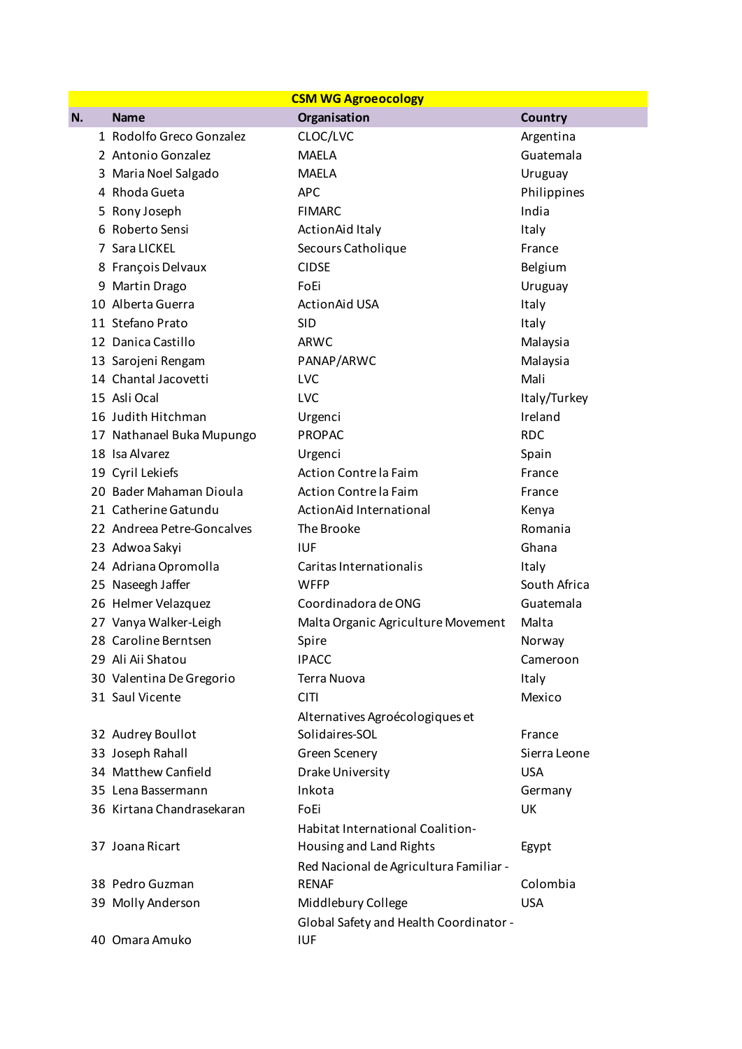| CSM WG Agroecology | | | |
|---|---|---|---|
| **N.** | **Name** | **Organisation** | **Country** |
| 1 | Rodolfo Greco Gonzalez | CLOC/LVC | Argentina |
| 2 | Antonio Gonzalez | MAELA | Guatemala |
| 3 | Maria Noel Salgado | MAELA | Uruguay |
| 4 | Rhoda Gueta | APC | Philippines |
| 5 | Rony Joseph | FIMARC | India |
| 6 | Roberto Sensi | ActionAid Italy | Italy |
| 7 | Sara LICKEL | Secours Catholique | France |
| 8 | François Delvaux | CIDSE | Belgium |
| 9 | Martin Drago | FoEi | Uruguay |
| 10 | Alberta Guerra | ActionAid USA | Italy |
| 11 | Stefano Prato | SID | Italy |
| 12 | Danica Castillo | ARWC | Malaysia |
| 13 | Sarojeni Rengam | PANAP/ARWC | Malaysia |
| 14 | Chantal Jacovetti | LVC | Mali |
| 15 | Asli Ocal | LVC | Italy/Turkey |
| 16 | Judith Hitchman | Urgenci | Ireland |
| 17 | Nathanael Buka Mupungo | PROPAC | RDC |
| 18 | Isa Alvarez | Urgenci | Spain |
| 19 | Cyril Lekiefs | Action Contre la Faim | France |
| 20 | Bader Mahaman Dioula | Action Contre la Faim | France |
| 21 | Catherine Gatundu | ActionAid International | Kenya |
| 22 | Andreea Petre-Goncalves | The Brooke | Romania |
| 23 | Adwoa Sakyi | IUF | Ghana |
| 24 | Adriana Opromolla | Caritas Internationalis | Italy |
| 25 | Naseegh Jaffer | WFFP | South Africa |
| 26 | Helmer Velazquez | Coordinadora de ONG | Guatemala |
| 27 | Vanya Walker-Leigh | Malta Organic Agriculture Movement | Malta |
| 28 | Caroline Berntsen | Spire | Norway |
| 29 | Ali Aii Shatou | IPACC | Cameroon |
| 30 | Valentina De Gregorio | Terra Nuova | Italy |
| 31 | Saul Vicente | CITI | Mexico |
| 32 | Audrey Boullot | Alternatives Agroécologiques et Solidaires-SOL | France |
| 33 | Joseph Rahall | Green Scenery | Sierra Leone |
| 34 | Matthew Canfield | Drake University | USA |
| 35 | Lena Bassermann | Inkota | Germany |
| 36 | Kirtana Chandrasekaran | FoEi | UK |
| 37 | Joana Ricart | Habitat International Coalition-Housing and Land Rights | Egypt |
| 38 | Pedro Guzman | Red Nacional de Agricultura Familiar - RENAF | Colombia |
| 39 | Molly Anderson | Middlebury College | USA |
| 40 | Omara Amuko | Global Safety and Health Coordinator - IUF | |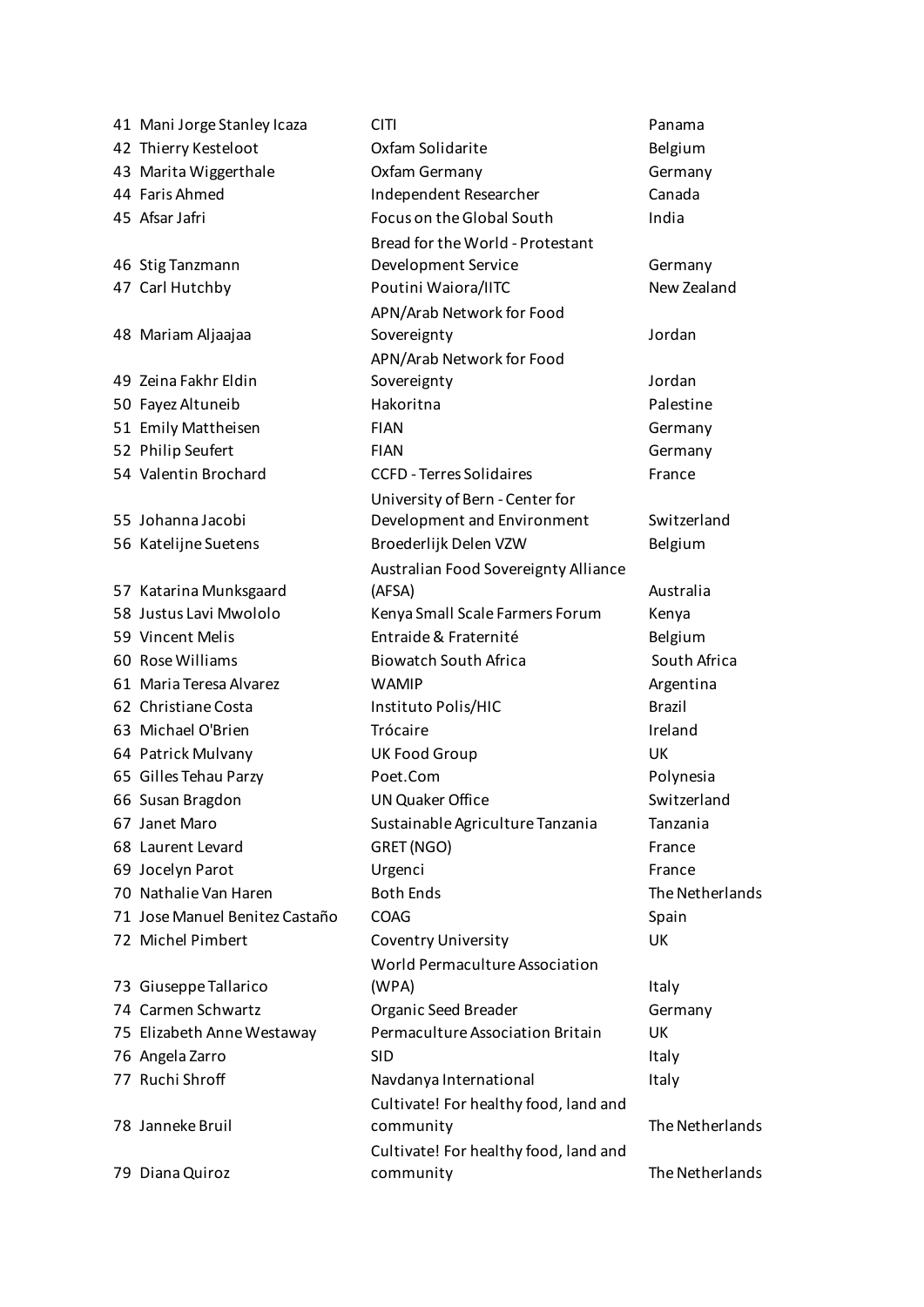| | | | |
|---|---|---|---|
| 41 | Mani Jorge Stanley Icaza | CITI | Panama |
| 42 | Thierry Kesteloot | Oxfam Solidarite | Belgium |
| 43 | Marita Wiggerthale | Oxfam Germany | Germany |
| 44 | Faris Ahmed | Independent Researcher | Canada |
| 45 | Afsar Jafri | Focus on the Global South | India |
| 46 | Stig Tanzmann | Bread for the World - Protestant Development Service | Germany |
| 47 | Carl Hutchby | Poutini Waiora/IITC | New Zealand |
| 48 | Mariam Aljaajaa | APN/Arab Network for Food Sovereignty | Jordan |
| 49 | Zeina Fakhr Eldin | APN/Arab Network for Food Sovereignty | Jordan |
| 50 | Fayez Altuneib | Hakoritna | Palestine |
| 51 | Emily Mattheisen | FIAN | Germany |
| 52 | Philip Seufert | FIAN | Germany |
| 54 | Valentin Brochard | CCFD - Terres Solidaires | France |
| 55 | Johanna Jacobi | University of Bern - Center for Development and Environment | Switzerland |
| 56 | Katelijne Suetens | Broederlijk Delen VZW | Belgium |
| 57 | Katarina Munksgaard | Australian Food Sovereignty Alliance (AFSA) | Australia |
| 58 | Justus Lavi Mwololo | Kenya Small Scale Farmers Forum | Kenya |
| 59 | Vincent Melis | Entraide & Fraternité | Belgium |
| 60 | Rose Williams | Biowatch South Africa | South Africa |
| 61 | Maria Teresa Alvarez | WAMIP | Argentina |
| 62 | Christiane Costa | Instituto Polis/HIC | Brazil |
| 63 | Michael O'Brien | Trócaire | Ireland |
| 64 | Patrick Mulvany | UK Food Group | UK |
| 65 | Gilles Tehau Parzy | Poet.Com | Polynesia |
| 66 | Susan Bragdon | UN Quaker Office | Switzerland |
| 67 | Janet Maro | Sustainable Agriculture Tanzania | Tanzania |
| 68 | Laurent Levard | GRET (NGO) | France |
| 69 | Jocelyn Parot | Urgenci | France |
| 70 | Nathalie Van Haren | Both Ends | The Netherlands |
| 71 | Jose Manuel Benitez Castaño | COAG | Spain |
| 72 | Michel Pimbert | Coventry University | UK |
| 73 | Giuseppe Tallarico | World Permaculture Association (WPA) | Italy |
| 74 | Carmen Schwartz | Organic Seed Breader | Germany |
| 75 | Elizabeth Anne Westaway | Permaculture Association Britain | UK |
| 76 | Angela Zarro | SID | Italy |
| 77 | Ruchi Shroff | Navdanya International | Italy |
| 78 | Janneke Bruil | Cultivate! For healthy food, land and community | The Netherlands |
| 79 | Diana Quiroz | Cultivate! For healthy food, land and community | The Netherlands |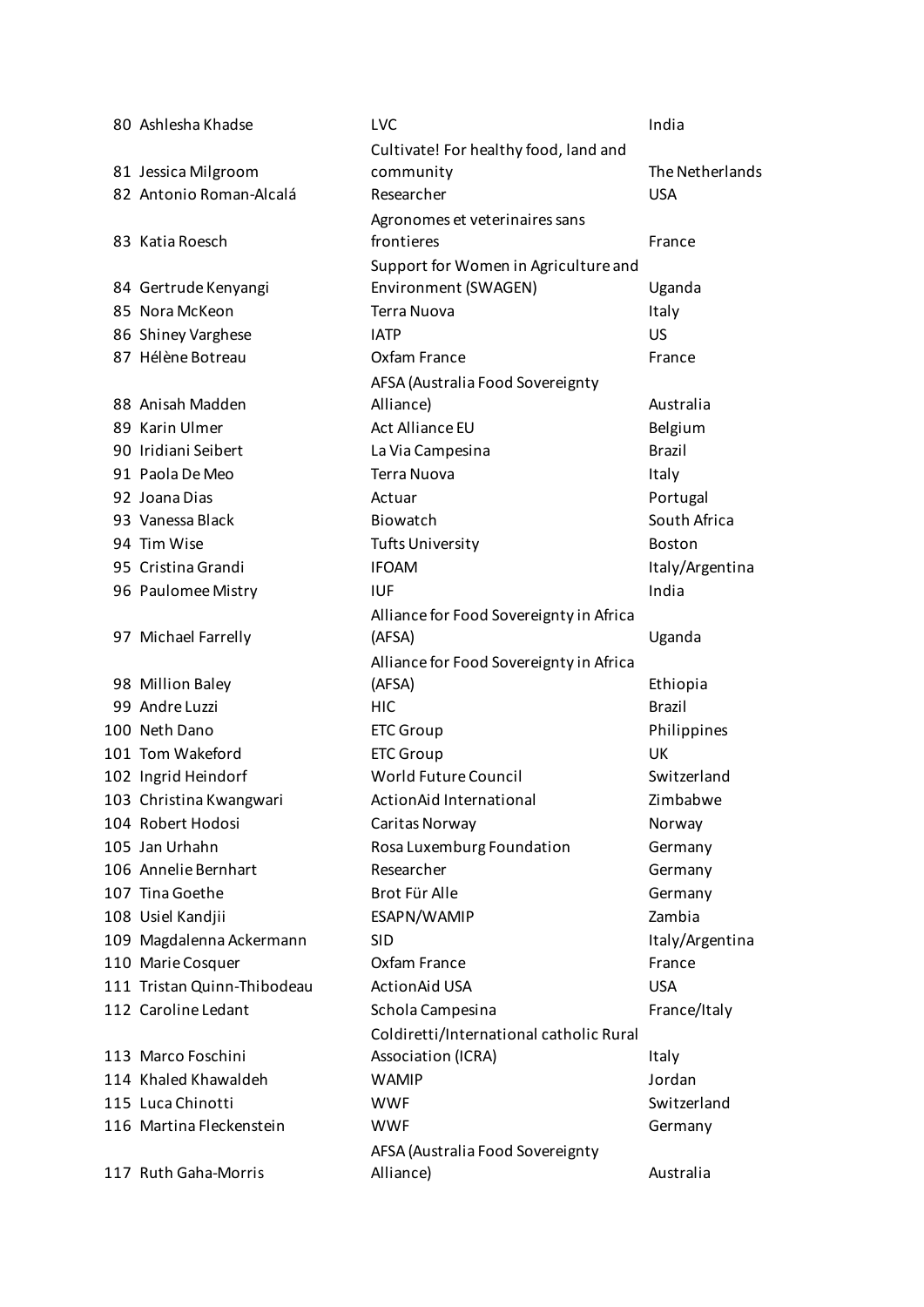| | | | |
|---|---|---|---|
| 80 | Ashlesha Khadse | LVC | India |
| 81 | Jessica Milgroom | Cultivate! For healthy food, land and community | The Netherlands |
| 82 | Antonio Roman-Alcalá | Researcher | USA |
| 83 | Katia Roesch | Agronomes et veterinaires sans frontieres | France |
| 84 | Gertrude Kenyangi | Support for Women in Agriculture and Environment (SWAGEN) | Uganda |
| 85 | Nora McKeon | Terra Nuova | Italy |
| 86 | Shiney Varghese | IATP | US |
| 87 | Hélène Botreau | Oxfam France | France |
| 88 | Anisah Madden | AFSA (Australia Food Sovereignty Alliance) | Australia |
| 89 | Karin Ulmer | Act Alliance EU | Belgium |
| 90 | Iridiani Seibert | La Via Campesina | Brazil |
| 91 | Paola De Meo | Terra Nuova | Italy |
| 92 | Joana Dias | Actuar | Portugal |
| 93 | Vanessa Black | Biowatch | South Africa |
| 94 | Tim Wise | Tufts University | Boston |
| 95 | Cristina Grandi | IFOAM | Italy/Argentina |
| 96 | Paulomee Mistry | IUF | India |
| 97 | Michael Farrelly | Alliance for Food Sovereignty in Africa (AFSA) | Uganda |
| 98 | Million Baley | Alliance for Food Sovereignty in Africa (AFSA) | Ethiopia |
| 99 | Andre Luzzi | HIC | Brazil |
| 100 | Neth Dano | ETC Group | Philippines |
| 101 | Tom Wakeford | ETC Group | UK |
| 102 | Ingrid Heindorf | World Future Council | Switzerland |
| 103 | Christina Kwangwari | ActionAid International | Zimbabwe |
| 104 | Robert Hodosi | Caritas Norway | Norway |
| 105 | Jan Urhahn | Rosa Luxemburg Foundation | Germany |
| 106 | Annelie Bernhart | Researcher | Germany |
| 107 | Tina Goethe | Brot Für Alle | Germany |
| 108 | Usiel Kandjii | ESAPN/WAMIP | Zambia |
| 109 | Magdalenna Ackermann | SID | Italy/Argentina |
| 110 | Marie Cosquer | Oxfam France | France |
| 111 | Tristan Quinn-Thibodeau | ActionAid USA | USA |
| 112 | Caroline Ledant | Schola Campesina | France/Italy |
| 113 | Marco Foschini | Coldiretti/International catholic Rural Association (ICRA) | Italy |
| 114 | Khaled Khawaldeh | WAMIP | Jordan |
| 115 | Luca Chinotti | WWF | Switzerland |
| 116 | Martina Fleckenstein | WWF | Germany |
| 117 | Ruth Gaha-Morris | AFSA (Australia Food Sovereignty Alliance) | Australia |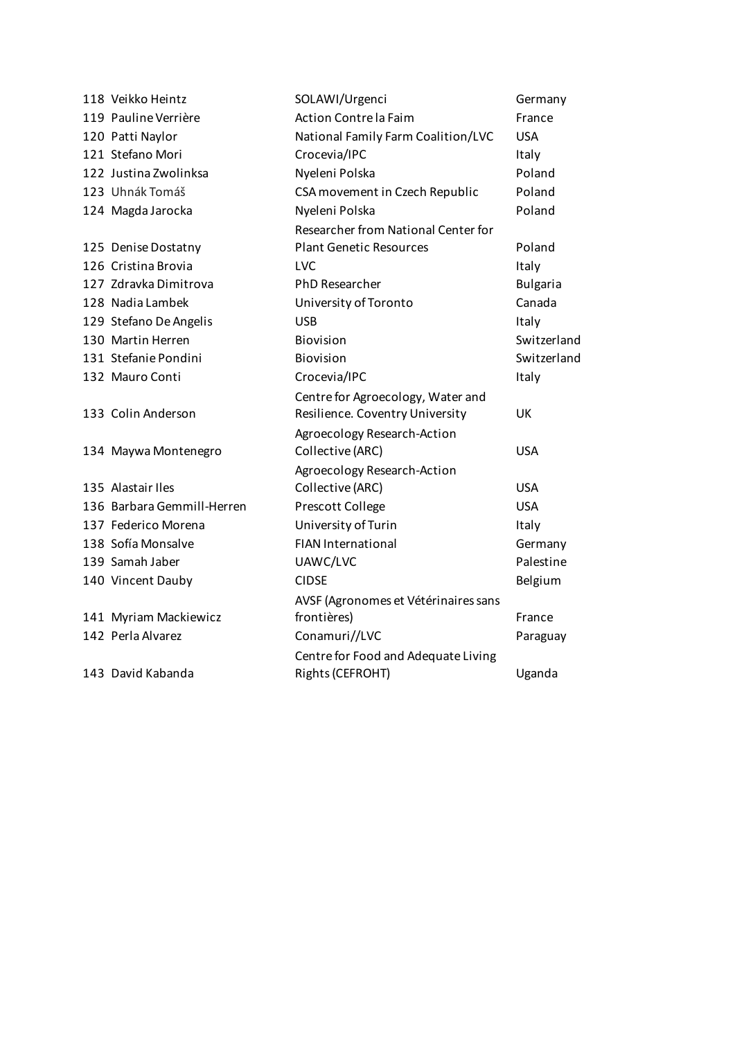| | | | |
|---|---|---|---|
| 118 | Veikko Heintz | SOLAWI/Urgenci | Germany |
| 119 | Pauline Verrière | Action Contre la Faim | France |
| 120 | Patti Naylor | National Family Farm Coalition/LVC | USA |
| 121 | Stefano Mori | Crocevia/IPC | Italy |
| 122 | Justina Zwolinksa | Nyeleni Polska | Poland |
| 123 | Uhnák Tomáš | CSA movement in Czech Republic | Poland |
| 124 | Magda Jarocka | Nyeleni Polska | Poland |
| 125 | Denise Dostatny | Researcher from National Center for Plant Genetic Resources | Poland |
| 126 | Cristina Brovia | LVC | Italy |
| 127 | Zdravka Dimitrova | PhD Researcher | Bulgaria |
| 128 | Nadia Lambek | University of Toronto | Canada |
| 129 | Stefano De Angelis | USB | Italy |
| 130 | Martin Herren | Biovision | Switzerland |
| 131 | Stefanie Pondini | Biovision | Switzerland |
| 132 | Mauro Conti | Crocevia/IPC | Italy |
| 133 | Colin Anderson | Centre for Agroecology, Water and Resilience. Coventry University | UK |
| 134 | Maywa Montenegro | Agroecology Research-Action Collective (ARC) | USA |
| 135 | Alastair Iles | Agroecology Research-Action Collective (ARC) | USA |
| 136 | Barbara Gemmill-Herren | Prescott College | USA |
| 137 | Federico Morena | University of Turin | Italy |
| 138 | Sofía Monsalve | FIAN International | Germany |
| 139 | Samah Jaber | UAWC/LVC | Palestine |
| 140 | Vincent Dauby | CIDSE | Belgium |
| 141 | Myriam Mackiewicz | AVSF (Agronomes et Vétérinaires sans frontières) | France |
| 142 | Perla Alvarez | Conamuri//LVC | Paraguay |
| 143 | David Kabanda | Centre for Food and Adequate Living Rights (CEFROHT) | Uganda |